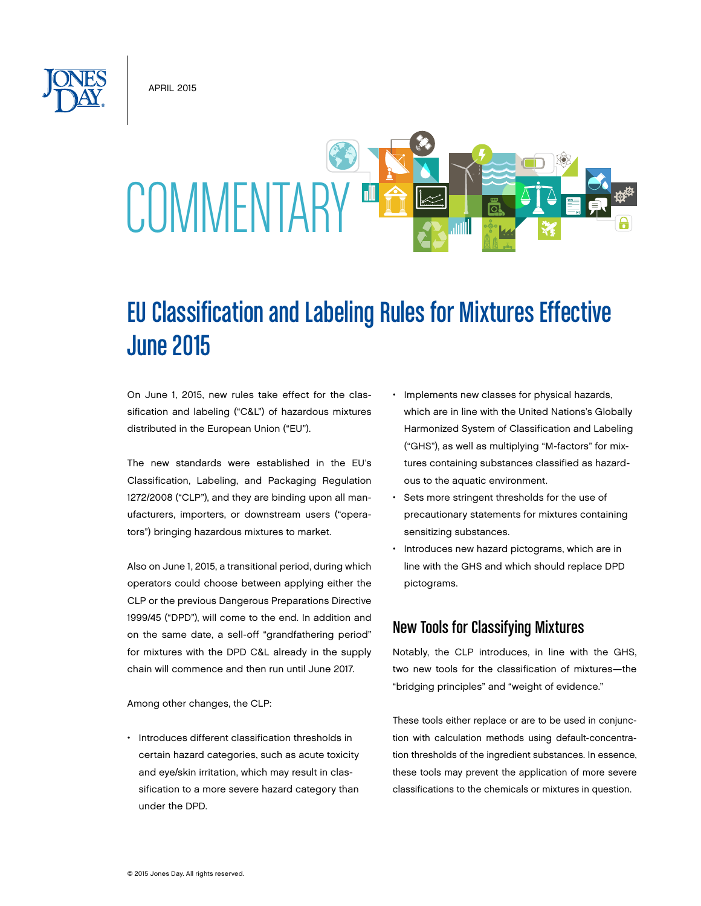APRIL 2015

COMMENTARY

# EU Classification and Labeling Rules for Mixtures Effective June 2015

On June 1, 2015, new rules take effect for the classification and labeling ("C&L") of hazardous mixtures distributed in the European Union ("EU").

The new standards were established in the EU's Classification, Labeling, and Packaging Regulation 1272/2008 ("CLP"), and they are binding upon all manufacturers, importers, or downstream users ("operators") bringing hazardous mixtures to market.

Also on June 1, 2015, a transitional period, during which operators could choose between applying either the CLP or the previous Dangerous Preparations Directive 1999/45 ("DPD"), will come to the end. In addition and on the same date, a sell-off "grandfathering period" for mixtures with the DPD C&L already in the supply chain will commence and then run until June 2017.

Among other changes, the CLP:

- Introduces different classification thresholds in certain hazard categories, such as acute toxicity and eye/skin irritation, which may result in classification to a more severe hazard category than under the DPD.
- Implements new classes for physical hazards, which are in line with the United Nations's Globally Harmonized System of Classification and Labeling ("GHS"), as well as multiplying "M-factors" for mixtures containing substances classified as hazardous to the aquatic environment.
- Sets more stringent thresholds for the use of precautionary statements for mixtures containing sensitizing substances.
- Introduces new hazard pictograms, which are in line with the GHS and which should replace DPD pictograms.

## New Tools for Classifying Mixtures

Notably, the CLP introduces, in line with the GHS, two new tools for the classification of mixtures—the "bridging principles" and "weight of evidence."

These tools either replace or are to be used in conjunction with calculation methods using default-concentration thresholds of the ingredient substances. In essence, these tools may prevent the application of more severe classifications to the chemicals or mixtures in question.

© 2015 Jones Day. All rights reserved.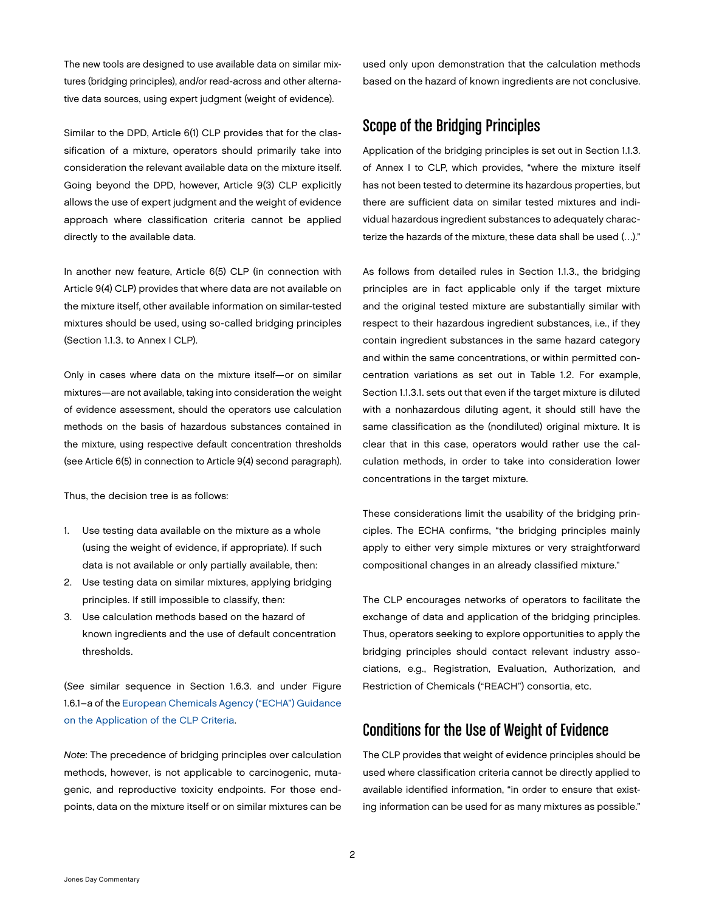The new tools are designed to use available data on similar mixtures (bridging principles), and/or read-across and other alternative data sources, using expert judgment (weight of evidence).

Similar to the DPD, Article 6(1) CLP provides that for the classification of a mixture, operators should primarily take into consideration the relevant available data on the mixture itself. Going beyond the DPD, however, Article 9(3) CLP explicitly allows the use of expert judgment and the weight of evidence approach where classification criteria cannot be applied directly to the available data.

In another new feature, Article 6(5) CLP (in connection with Article 9(4) CLP) provides that where data are not available on the mixture itself, other available information on similar-tested mixtures should be used, using so-called bridging principles (Section 1.1.3. to Annex I CLP).

Only in cases where data on the mixture itself—or on similar mixtures—are not available, taking into consideration the weight of evidence assessment, should the operators use calculation methods on the basis of hazardous substances contained in the mixture, using respective default concentration thresholds (see Article 6(5) in connection to Article 9(4) second paragraph).

Thus, the decision tree is as follows:

1. Use testing data available on the mixture as a whole (using the weight of evidence, if appropriate). If such data is not available or only partially available, then:
2. Use testing data on similar mixtures, applying bridging principles. If still impossible to classify, then:
3. Use calculation methods based on the hazard of known ingredients and the use of default concentration thresholds.

(*See* similar sequence in Section 1.6.3. and under Figure 1.6.1–a of the European Chemicals Agency ("ECHA") Guidance on the Application of the CLP Criteria.

*Note*: The precedence of bridging principles over calculation methods, however, is not applicable to carcinogenic, mutagenic, and reproductive toxicity endpoints. For those endpoints, data on the mixture itself or on similar mixtures can be used only upon demonstration that the calculation methods based on the hazard of known ingredients are not conclusive.

## Scope of the Bridging Principles

Application of the bridging principles is set out in Section 1.1.3. of Annex I to CLP, which provides, "where the mixture itself has not been tested to determine its hazardous properties, but there are sufficient data on similar tested mixtures and individual hazardous ingredient substances to adequately characterize the hazards of the mixture, these data shall be used (…)."

As follows from detailed rules in Section 1.1.3., the bridging principles are in fact applicable only if the target mixture and the original tested mixture are substantially similar with respect to their hazardous ingredient substances, i.e., if they contain ingredient substances in the same hazard category and within the same concentrations, or within permitted concentration variations as set out in Table 1.2. For example, Section 1.1.3.1. sets out that even if the target mixture is diluted with a nonhazardous diluting agent, it should still have the same classification as the (nondiluted) original mixture. It is clear that in this case, operators would rather use the calculation methods, in order to take into consideration lower concentrations in the target mixture.

These considerations limit the usability of the bridging principles. The ECHA confirms, "the bridging principles mainly apply to either very simple mixtures or very straightforward compositional changes in an already classified mixture."

The CLP encourages networks of operators to facilitate the exchange of data and application of the bridging principles. Thus, operators seeking to explore opportunities to apply the bridging principles should contact relevant industry associations, e.g., Registration, Evaluation, Authorization, and Restriction of Chemicals ("REACH") consortia, etc.

## Conditions for the Use of Weight of Evidence

The CLP provides that weight of evidence principles should be used where classification criteria cannot be directly applied to available identified information, "in order to ensure that existing information can be used for as many mixtures as possible."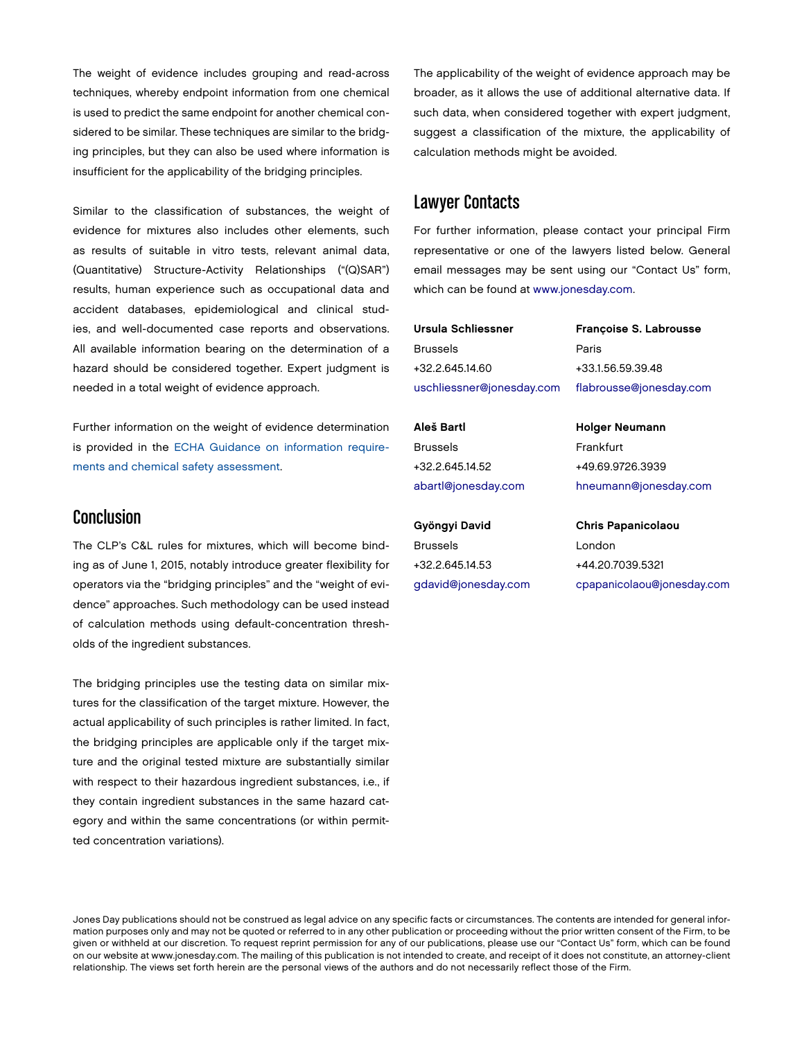The weight of evidence includes grouping and read-across techniques, whereby endpoint information from one chemical is used to predict the same endpoint for another chemical considered to be similar. These techniques are similar to the bridging principles, but they can also be used where information is insufficient for the applicability of the bridging principles.

Similar to the classification of substances, the weight of evidence for mixtures also includes other elements, such as results of suitable in vitro tests, relevant animal data, (Quantitative) Structure-Activity Relationships ("(Q)SAR") results, human experience such as occupational data and accident databases, epidemiological and clinical studies, and well-documented case reports and observations. All available information bearing on the determination of a hazard should be considered together. Expert judgment is needed in a total weight of evidence approach.

Further information on the weight of evidence determination is provided in the ECHA Guidance on information requirements and chemical safety assessment.

## Conclusion

The CLP's C&L rules for mixtures, which will become binding as of June 1, 2015, notably introduce greater flexibility for operators via the "bridging principles" and the "weight of evidence" approaches. Such methodology can be used instead of calculation methods using default-concentration thresholds of the ingredient substances.

The bridging principles use the testing data on similar mixtures for the classification of the target mixture. However, the actual applicability of such principles is rather limited. In fact, the bridging principles are applicable only if the target mixture and the original tested mixture are substantially similar with respect to their hazardous ingredient substances, i.e., if they contain ingredient substances in the same hazard category and within the same concentrations (or within permitted concentration variations).

The applicability of the weight of evidence approach may be broader, as it allows the use of additional alternative data. If such data, when considered together with expert judgment, suggest a classification of the mixture, the applicability of calculation methods might be avoided.

## Lawyer Contacts

For further information, please contact your principal Firm representative or one of the lawyers listed below. General email messages may be sent using our "Contact Us" form, which can be found at www.jonesday.com.

**Ursula Schliessner**
Brussels
+32.2.645.14.60
uschliessner@jonesday.com

**Françoise S. Labrousse**
Paris
+33.1.56.59.39.48
flabrousse@jonesday.com

**Aleš Bartl**
Brussels
+32.2.645.14.52
abartl@jonesday.com

**Holger Neumann**
Frankfurt
+49.69.9726.3939
hneumann@jonesday.com

**Gyöngyi David**
Brussels
+32.2.645.14.53
gdavid@jonesday.com

**Chris Papanicolaou**
London
+44.20.7039.5321
cpapanicolaou@jonesday.com

Jones Day publications should not be construed as legal advice on any specific facts or circumstances. The contents are intended for general information purposes only and may not be quoted or referred to in any other publication or proceeding without the prior written consent of the Firm, to be given or withheld at our discretion. To request reprint permission for any of our publications, please use our "Contact Us" form, which can be found on our website at www.jonesday.com. The mailing of this publication is not intended to create, and receipt of it does not constitute, an attorney-client relationship. The views set forth herein are the personal views of the authors and do not necessarily reflect those of the Firm.